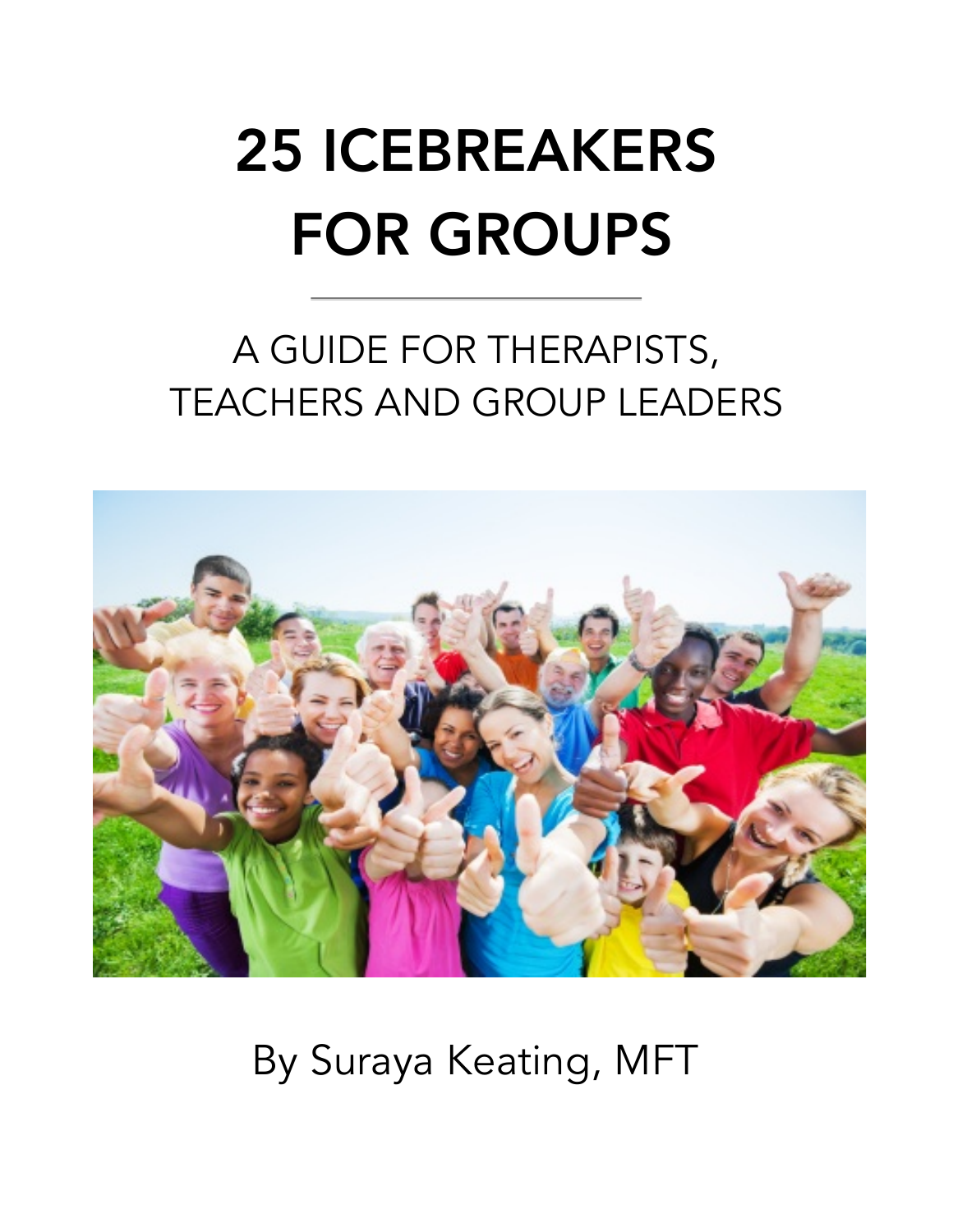# 25 ICEBREAKERS FOR GROUPS

---

## A GUIDE FOR THERAPISTS, TEACHERS AND GROUP LEADERS

By Suraya Keating, MFT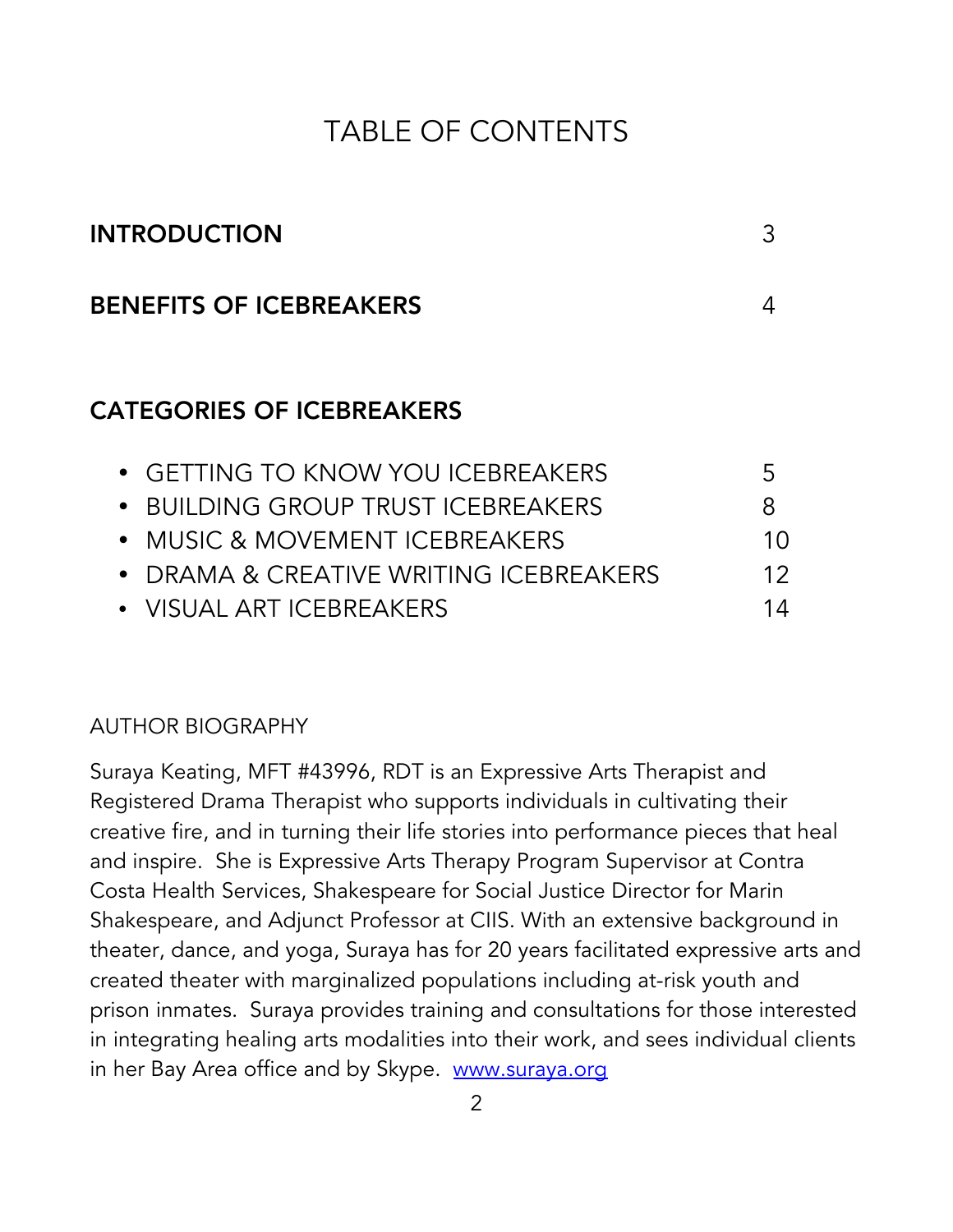# TABLE OF CONTENTS

| | |
|---|---|
| **INTRODUCTION** | 3 |
| **BENEFITS OF ICEBREAKERS** | 4 |

## CATEGORIES OF ICEBREAKERS

| | |
|---|---|
| • GETTING TO KNOW YOU ICEBREAKERS | 5 |
| • BUILDING GROUP TRUST ICEBREAKERS | 8 |
| • MUSIC & MOVEMENT ICEBREAKERS | 10 |
| • DRAMA & CREATIVE WRITING ICEBREAKERS | 12 |
| • VISUAL ART ICEBREAKERS | 14 |

AUTHOR BIOGRAPHY

Suraya Keating, MFT #43996, RDT is an Expressive Arts Therapist and Registered Drama Therapist who supports individuals in cultivating their creative fire, and in turning their life stories into performance pieces that heal and inspire. She is Expressive Arts Therapy Program Supervisor at Contra Costa Health Services, Shakespeare for Social Justice Director for Marin Shakespeare, and Adjunct Professor at CIIS. With an extensive background in theater, dance, and yoga, Suraya has for 20 years facilitated expressive arts and created theater with marginalized populations including at-risk youth and prison inmates. Suraya provides training and consultations for those interested in integrating healing arts modalities into their work, and sees individual clients in her Bay Area office and by Skype. [www.suraya.org](http://www.suraya.org)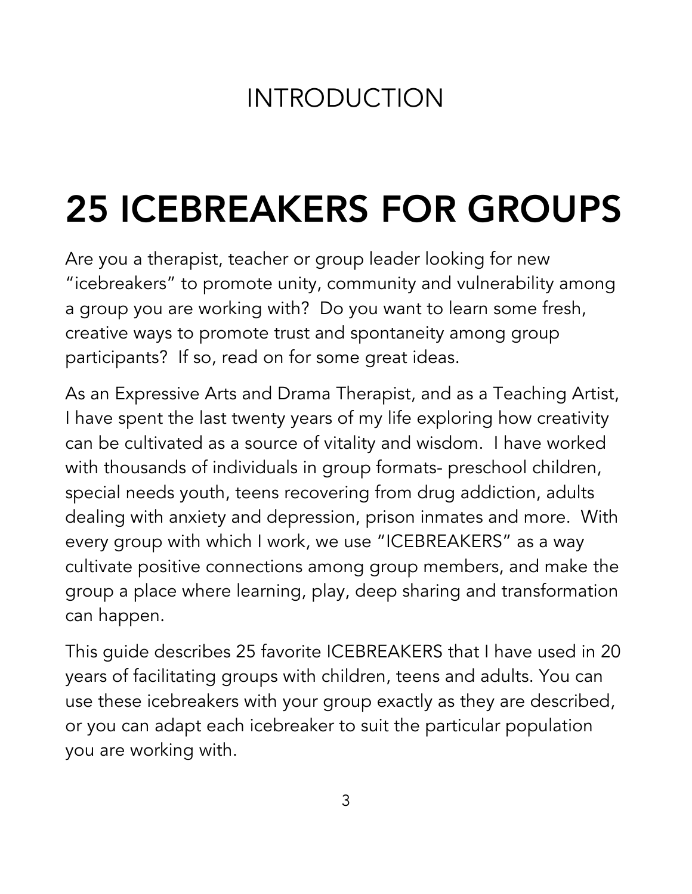## INTRODUCTION

# 25 ICEBREAKERS FOR GROUPS

Are you a therapist, teacher or group leader looking for new "icebreakers" to promote unity, community and vulnerability among a group you are working with? Do you want to learn some fresh, creative ways to promote trust and spontaneity among group participants? If so, read on for some great ideas.

As an Expressive Arts and Drama Therapist, and as a Teaching Artist, I have spent the last twenty years of my life exploring how creativity can be cultivated as a source of vitality and wisdom. I have worked with thousands of individuals in group formats- preschool children, special needs youth, teens recovering from drug addiction, adults dealing with anxiety and depression, prison inmates and more. With every group with which I work, we use "ICEBREAKERS" as a way cultivate positive connections among group members, and make the group a place where learning, play, deep sharing and transformation can happen.

This guide describes 25 favorite ICEBREAKERS that I have used in 20 years of facilitating groups with children, teens and adults. You can use these icebreakers with your group exactly as they are described, or you can adapt each icebreaker to suit the particular population you are working with.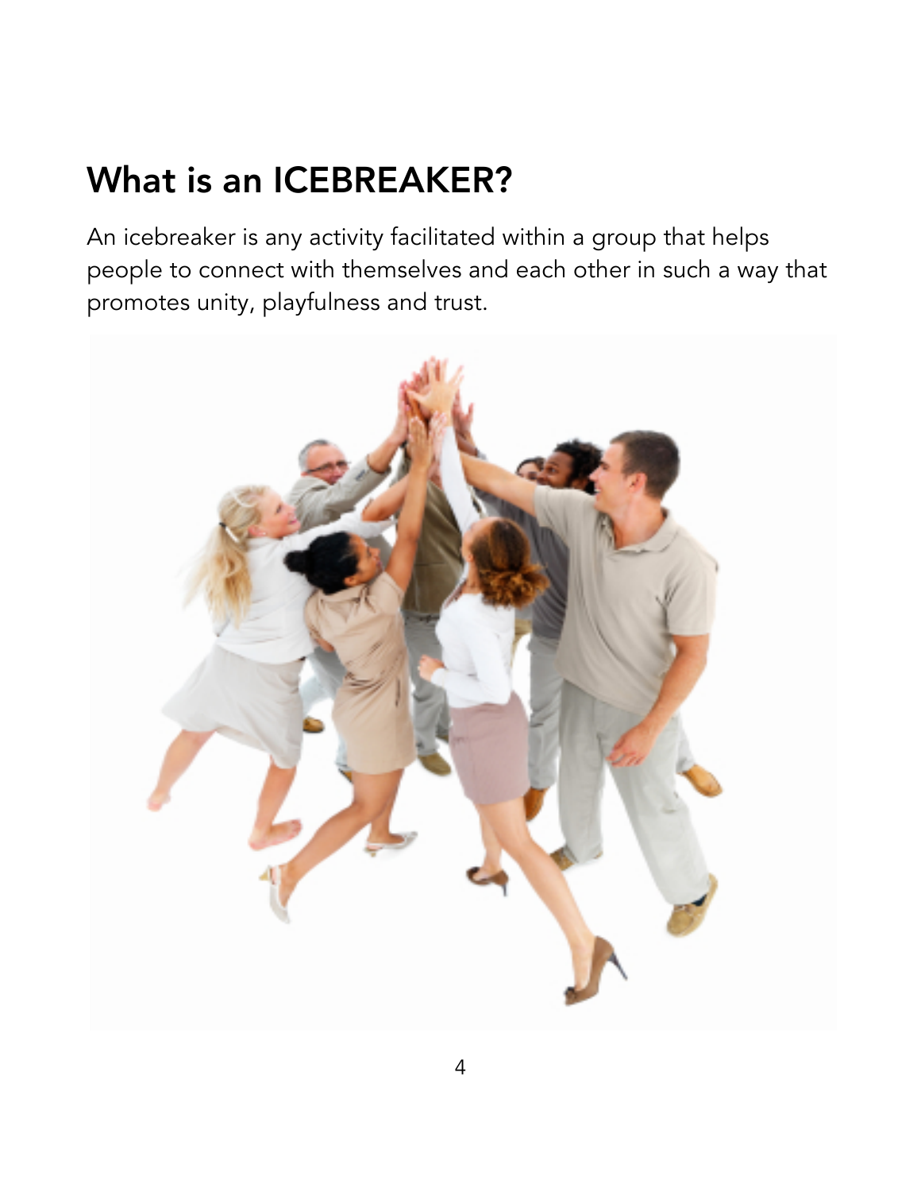## What is an ICEBREAKER?

An icebreaker is any activity facilitated within a group that helps people to connect with themselves and each other in such a way that promotes unity, playfulness and trust.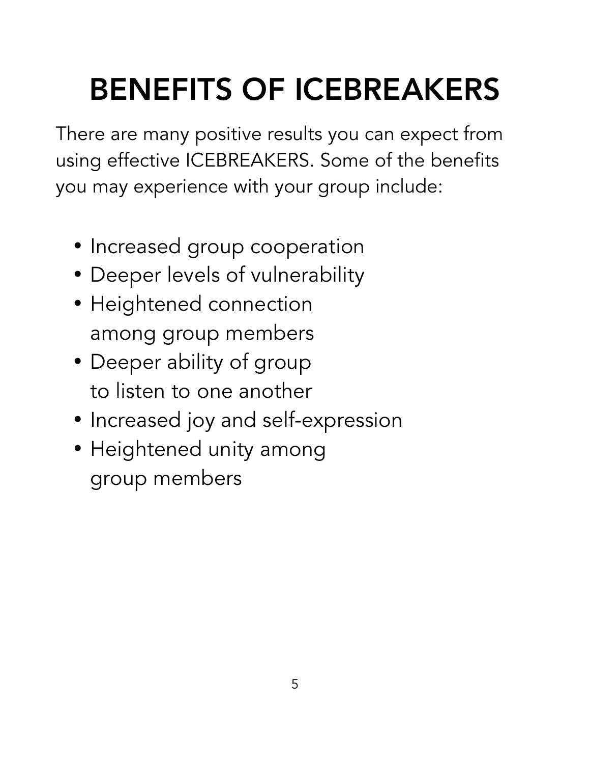# BENEFITS OF ICEBREAKERS

There are many positive results you can expect from using effective ICEBREAKERS. Some of the benefits you may experience with your group include:

- Increased group cooperation
- Deeper levels of vulnerability
- Heightened connection among group members
- Deeper ability of group to listen to one another
- Increased joy and self-expression
- Heightened unity among group members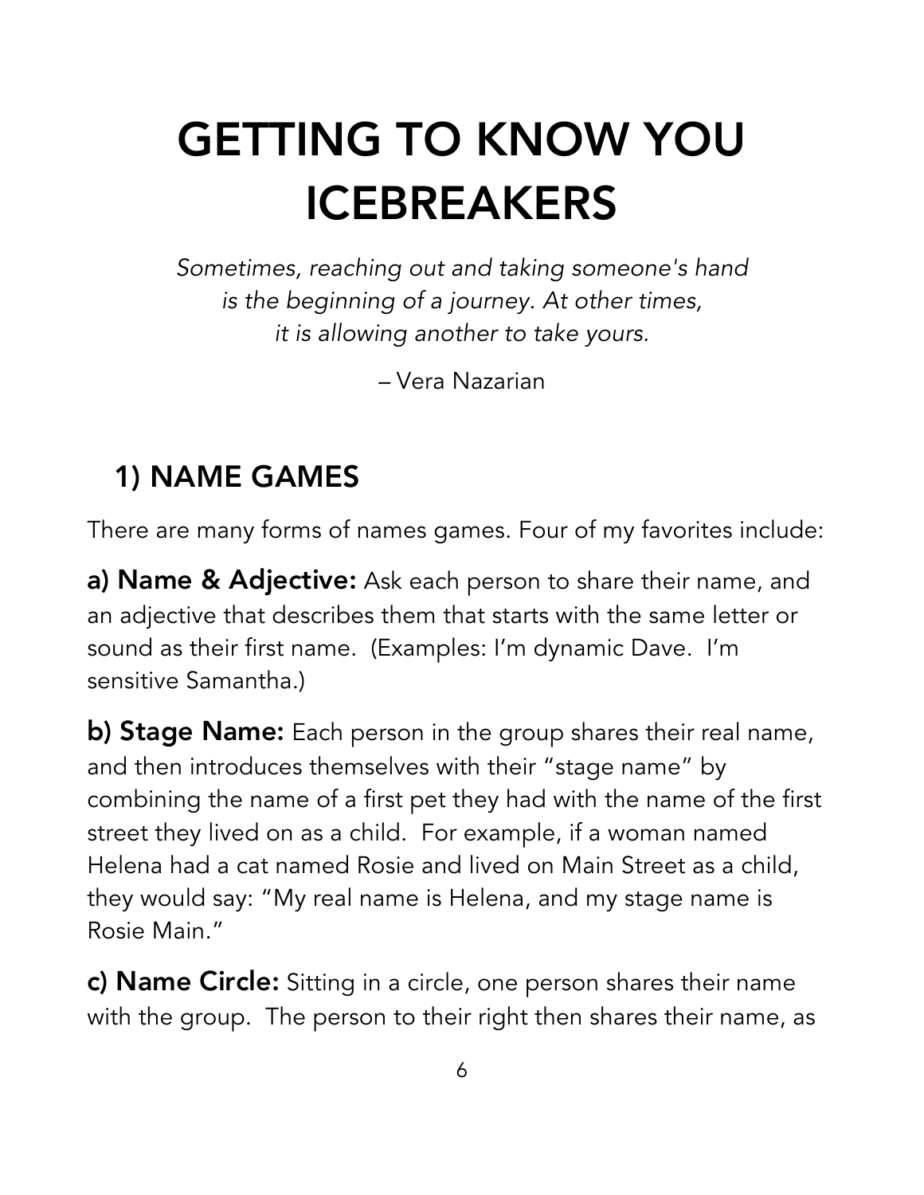# GETTING TO KNOW YOU ICEBREAKERS

*Sometimes, reaching out and taking someone's hand is the beginning of a journey. At other times, it is allowing another to take yours.*

– Vera Nazarian

## 1) NAME GAMES

There are many forms of names games. Four of my favorites include:

**a) Name & Adjective:** Ask each person to share their name, and an adjective that describes them that starts with the same letter or sound as their first name. (Examples: I'm dynamic Dave. I'm sensitive Samantha.)

**b) Stage Name:** Each person in the group shares their real name, and then introduces themselves with their "stage name" by combining the name of a first pet they had with the name of the first street they lived on as a child. For example, if a woman named Helena had a cat named Rosie and lived on Main Street as a child, they would say: "My real name is Helena, and my stage name is Rosie Main."

**c) Name Circle:** Sitting in a circle, one person shares their name with the group. The person to their right then shares their name, as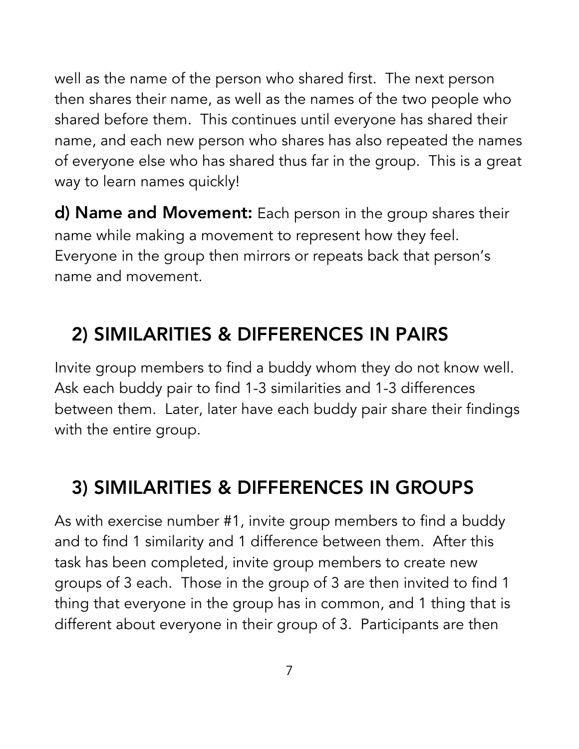well as the name of the person who shared first. The next person then shares their name, as well as the names of the two people who shared before them. This continues until everyone has shared their name, and each new person who shares has also repeated the names of everyone else who has shared thus far in the group. This is a great way to learn names quickly!

**d) Name and Movement:** Each person in the group shares their name while making a movement to represent how they feel. Everyone in the group then mirrors or repeats back that person's name and movement.

## 2) SIMILARITIES & DIFFERENCES IN PAIRS

Invite group members to find a buddy whom they do not know well. Ask each buddy pair to find 1-3 similarities and 1-3 differences between them. Later, later have each buddy pair share their findings with the entire group.

## 3) SIMILARITIES & DIFFERENCES IN GROUPS

As with exercise number #1, invite group members to find a buddy and to find 1 similarity and 1 difference between them. After this task has been completed, invite group members to create new groups of 3 each. Those in the group of 3 are then invited to find 1 thing that everyone in the group has in common, and 1 thing that is different about everyone in their group of 3. Participants are then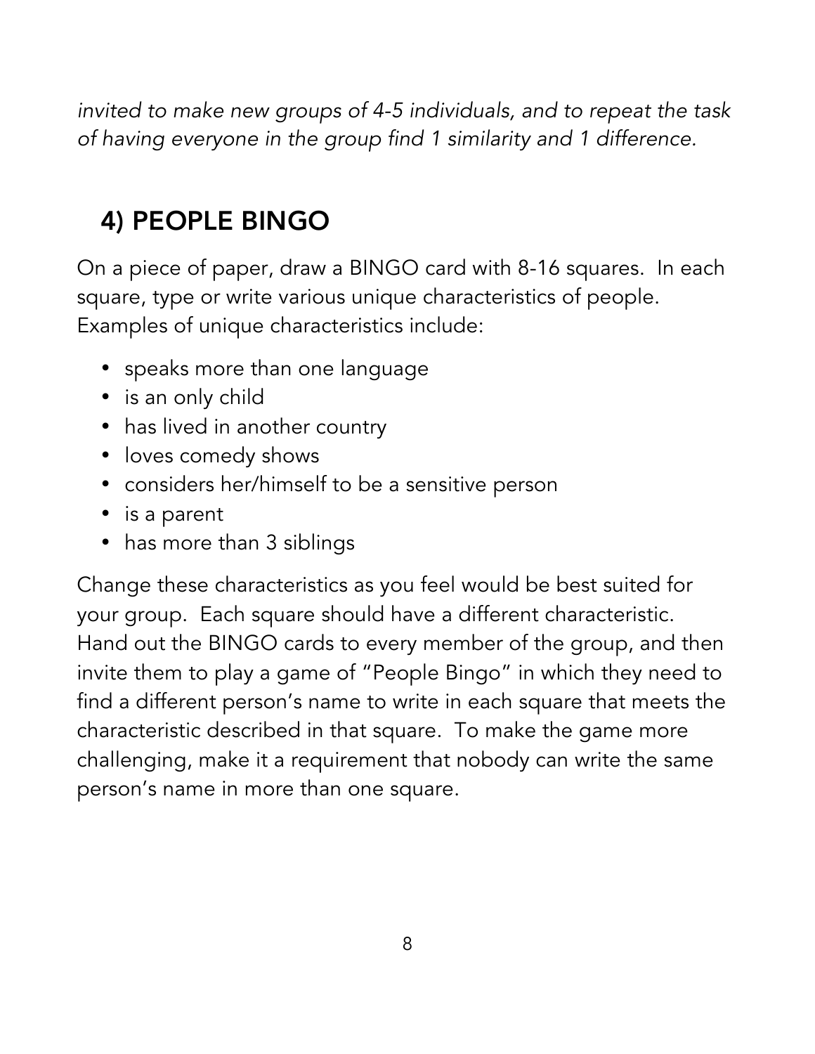*invited to make new groups of 4-5 individuals, and to repeat the task of having everyone in the group find 1 similarity and 1 difference.*

## 4) PEOPLE BINGO

On a piece of paper, draw a BINGO card with 8-16 squares. In each square, type or write various unique characteristics of people. Examples of unique characteristics include:

- speaks more than one language
- is an only child
- has lived in another country
- loves comedy shows
- considers her/himself to be a sensitive person
- is a parent
- has more than 3 siblings

Change these characteristics as you feel would be best suited for your group. Each square should have a different characteristic. Hand out the BINGO cards to every member of the group, and then invite them to play a game of "People Bingo" in which they need to find a different person's name to write in each square that meets the characteristic described in that square. To make the game more challenging, make it a requirement that nobody can write the same person's name in more than one square.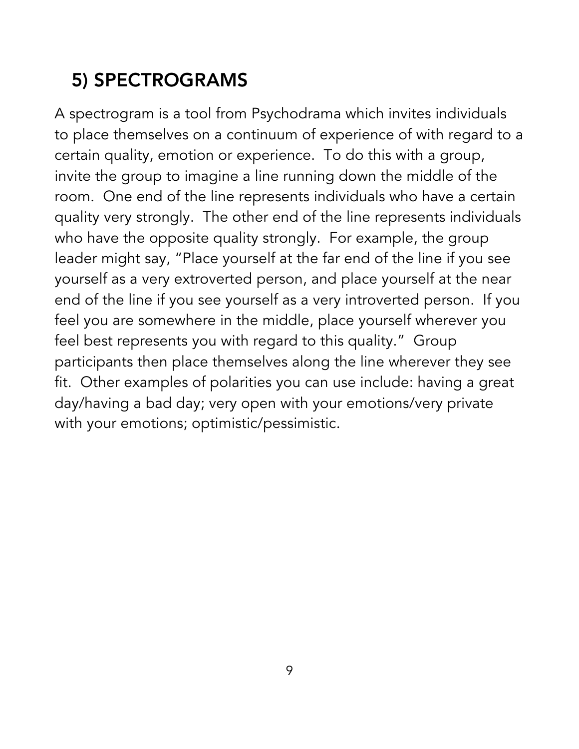## 5) SPECTROGRAMS

A spectrogram is a tool from Psychodrama which invites individuals to place themselves on a continuum of experience of with regard to a certain quality, emotion or experience. To do this with a group, invite the group to imagine a line running down the middle of the room. One end of the line represents individuals who have a certain quality very strongly. The other end of the line represents individuals who have the opposite quality strongly. For example, the group leader might say, "Place yourself at the far end of the line if you see yourself as a very extroverted person, and place yourself at the near end of the line if you see yourself as a very introverted person. If you feel you are somewhere in the middle, place yourself wherever you feel best represents you with regard to this quality." Group participants then place themselves along the line wherever they see fit. Other examples of polarities you can use include: having a great day/having a bad day; very open with your emotions/very private with your emotions; optimistic/pessimistic.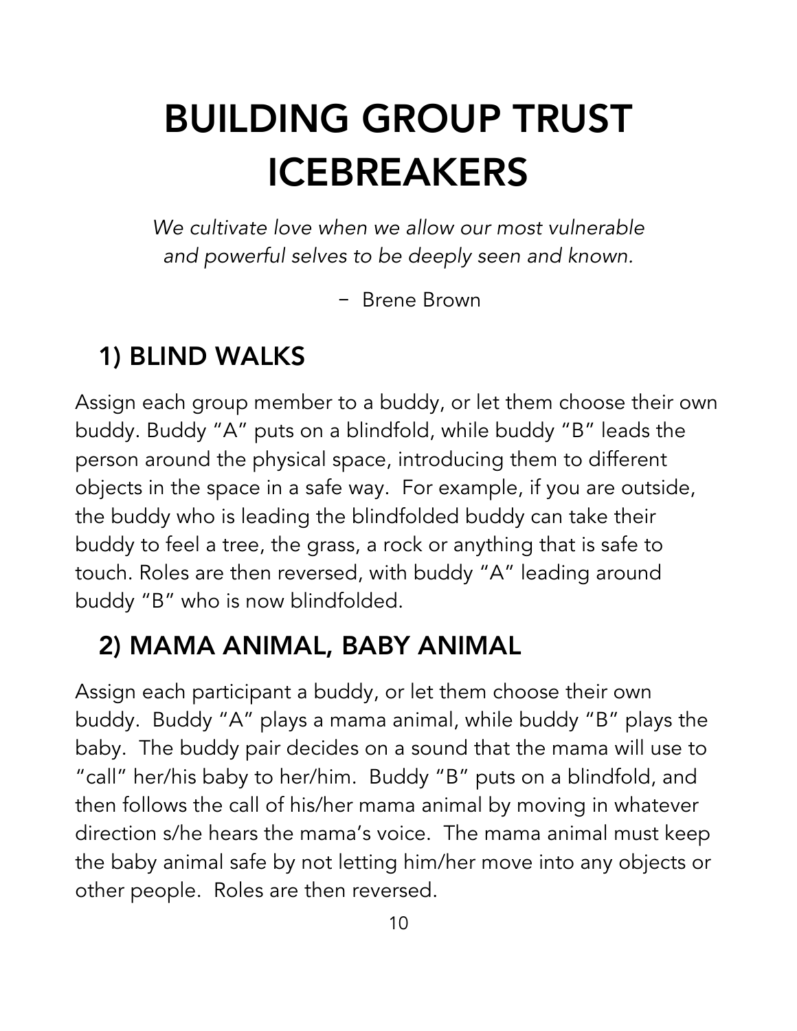# BUILDING GROUP TRUST ICEBREAKERS

*We cultivate love when we allow our most vulnerable and powerful selves to be deeply seen and known.*

– Brene Brown

## 1) BLIND WALKS

Assign each group member to a buddy, or let them choose their own buddy. Buddy "A" puts on a blindfold, while buddy "B" leads the person around the physical space, introducing them to different objects in the space in a safe way. For example, if you are outside, the buddy who is leading the blindfolded buddy can take their buddy to feel a tree, the grass, a rock or anything that is safe to touch. Roles are then reversed, with buddy "A" leading around buddy "B" who is now blindfolded.

## 2) MAMA ANIMAL, BABY ANIMAL

Assign each participant a buddy, or let them choose their own buddy. Buddy "A" plays a mama animal, while buddy "B" plays the baby. The buddy pair decides on a sound that the mama will use to "call" her/his baby to her/him. Buddy "B" puts on a blindfold, and then follows the call of his/her mama animal by moving in whatever direction s/he hears the mama's voice. The mama animal must keep the baby animal safe by not letting him/her move into any objects or other people. Roles are then reversed.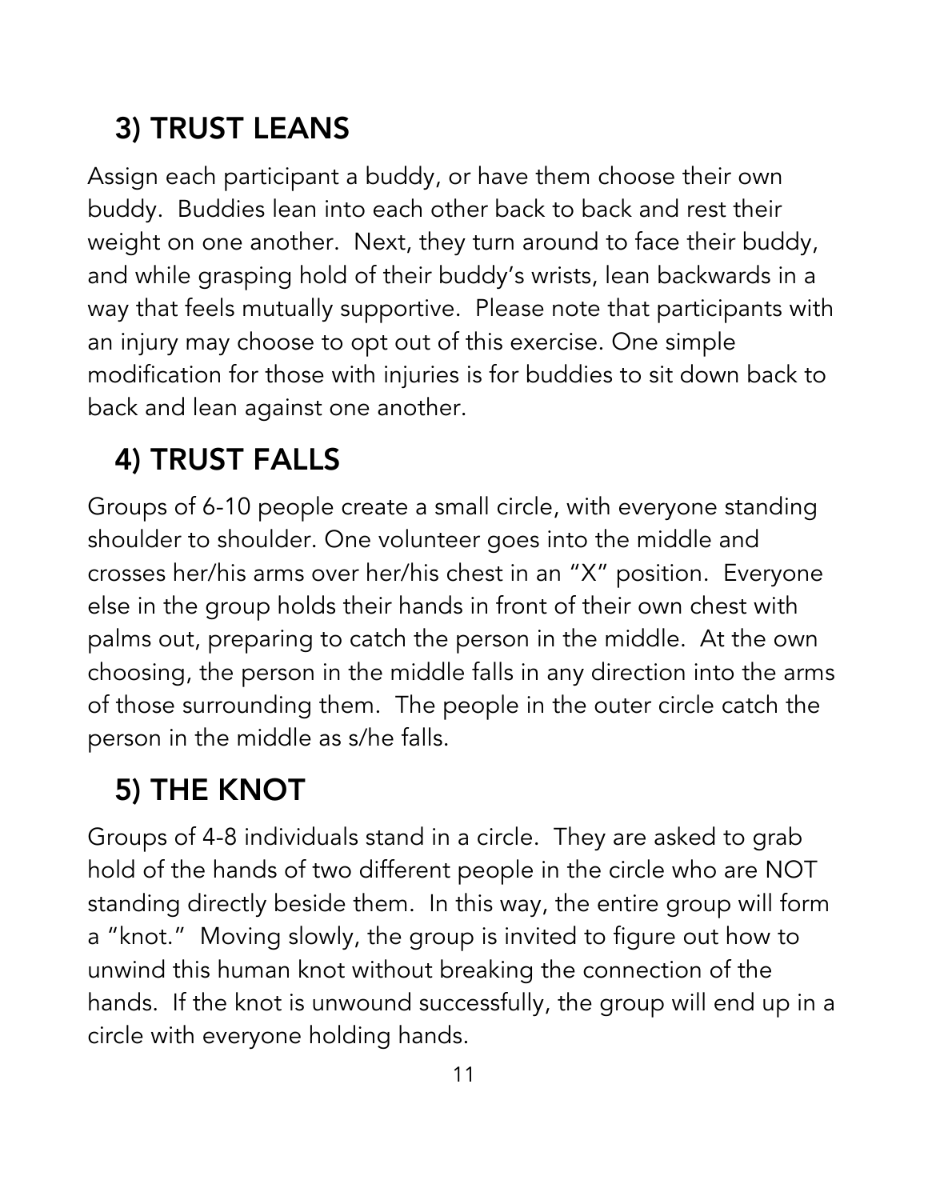## 3) TRUST LEANS

Assign each participant a buddy, or have them choose their own buddy. Buddies lean into each other back to back and rest their weight on one another. Next, they turn around to face their buddy, and while grasping hold of their buddy's wrists, lean backwards in a way that feels mutually supportive. Please note that participants with an injury may choose to opt out of this exercise. One simple modification for those with injuries is for buddies to sit down back to back and lean against one another.

## 4) TRUST FALLS

Groups of 6-10 people create a small circle, with everyone standing shoulder to shoulder. One volunteer goes into the middle and crosses her/his arms over her/his chest in an "X" position. Everyone else in the group holds their hands in front of their own chest with palms out, preparing to catch the person in the middle. At the own choosing, the person in the middle falls in any direction into the arms of those surrounding them. The people in the outer circle catch the person in the middle as s/he falls.

## 5) THE KNOT

Groups of 4-8 individuals stand in a circle. They are asked to grab hold of the hands of two different people in the circle who are NOT standing directly beside them. In this way, the entire group will form a "knot." Moving slowly, the group is invited to figure out how to unwind this human knot without breaking the connection of the hands. If the knot is unwound successfully, the group will end up in a circle with everyone holding hands.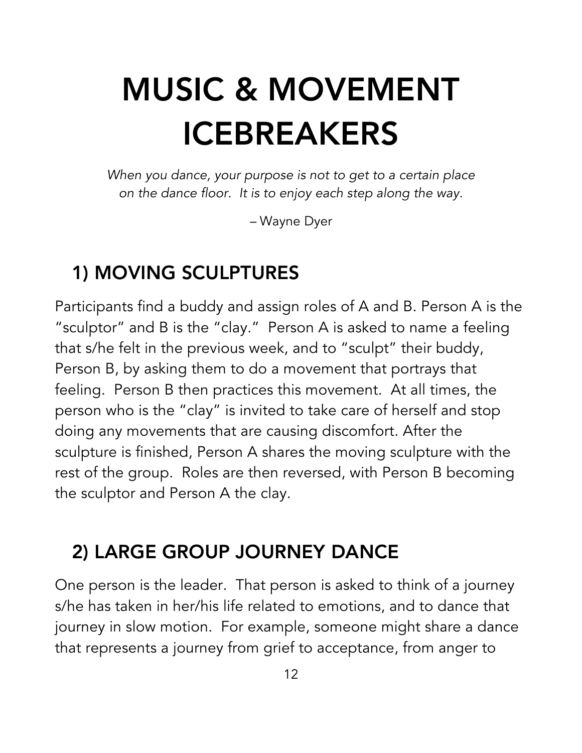# MUSIC & MOVEMENT ICEBREAKERS

*When you dance, your purpose is not to get to a certain place on the dance floor. It is to enjoy each step along the way.*

– Wayne Dyer

## 1) MOVING SCULPTURES

Participants find a buddy and assign roles of A and B. Person A is the "sculptor" and B is the "clay." Person A is asked to name a feeling that s/he felt in the previous week, and to "sculpt" their buddy, Person B, by asking them to do a movement that portrays that feeling. Person B then practices this movement. At all times, the person who is the "clay" is invited to take care of herself and stop doing any movements that are causing discomfort. After the sculpture is finished, Person A shares the moving sculpture with the rest of the group. Roles are then reversed, with Person B becoming the sculptor and Person A the clay.

## 2) LARGE GROUP JOURNEY DANCE

One person is the leader. That person is asked to think of a journey s/he has taken in her/his life related to emotions, and to dance that journey in slow motion. For example, someone might share a dance that represents a journey from grief to acceptance, from anger to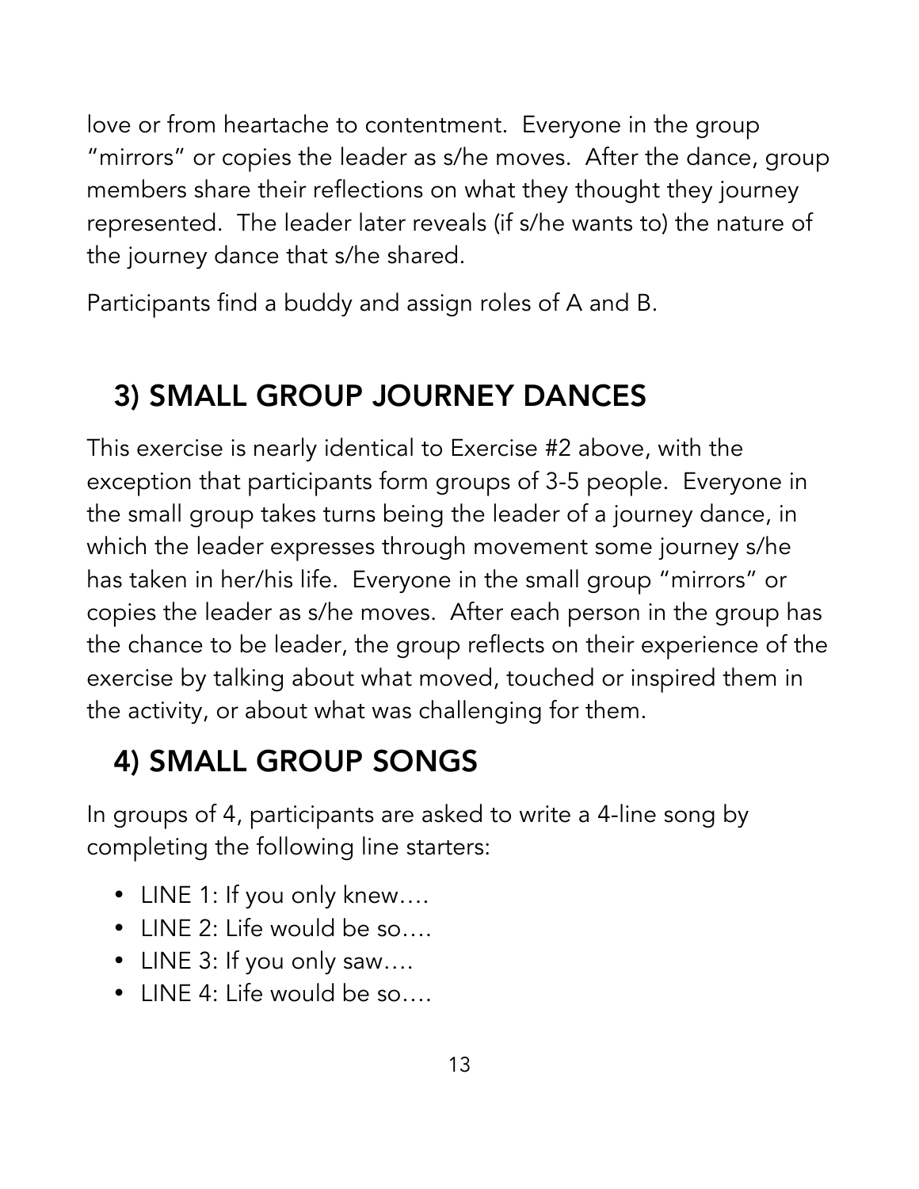love or from heartache to contentment. Everyone in the group "mirrors" or copies the leader as s/he moves. After the dance, group members share their reflections on what they thought they journey represented. The leader later reveals (if s/he wants to) the nature of the journey dance that s/he shared.

Participants find a buddy and assign roles of A and B.

## 3) SMALL GROUP JOURNEY DANCES

This exercise is nearly identical to Exercise #2 above, with the exception that participants form groups of 3-5 people. Everyone in the small group takes turns being the leader of a journey dance, in which the leader expresses through movement some journey s/he has taken in her/his life. Everyone in the small group "mirrors" or copies the leader as s/he moves. After each person in the group has the chance to be leader, the group reflects on their experience of the exercise by talking about what moved, touched or inspired them in the activity, or about what was challenging for them.

## 4) SMALL GROUP SONGS

In groups of 4, participants are asked to write a 4-line song by completing the following line starters:

- LINE 1: If you only knew….
- LINE 2: Life would be so….
- LINE 3: If you only saw….
- LINE 4: Life would be so….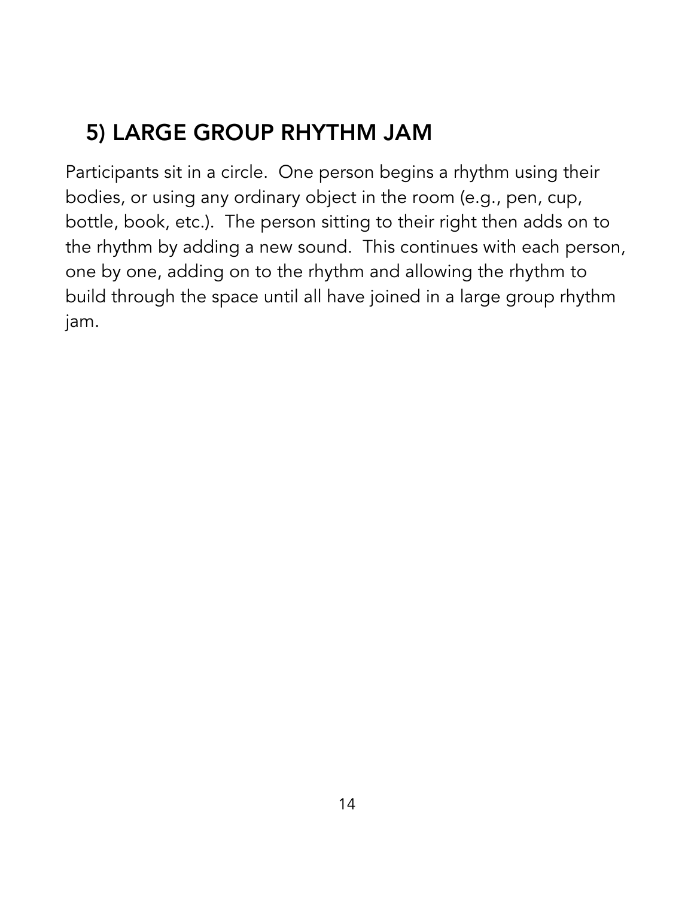## 5) LARGE GROUP RHYTHM JAM

Participants sit in a circle. One person begins a rhythm using their bodies, or using any ordinary object in the room (e.g., pen, cup, bottle, book, etc.). The person sitting to their right then adds on to the rhythm by adding a new sound. This continues with each person, one by one, adding on to the rhythm and allowing the rhythm to build through the space until all have joined in a large group rhythm jam.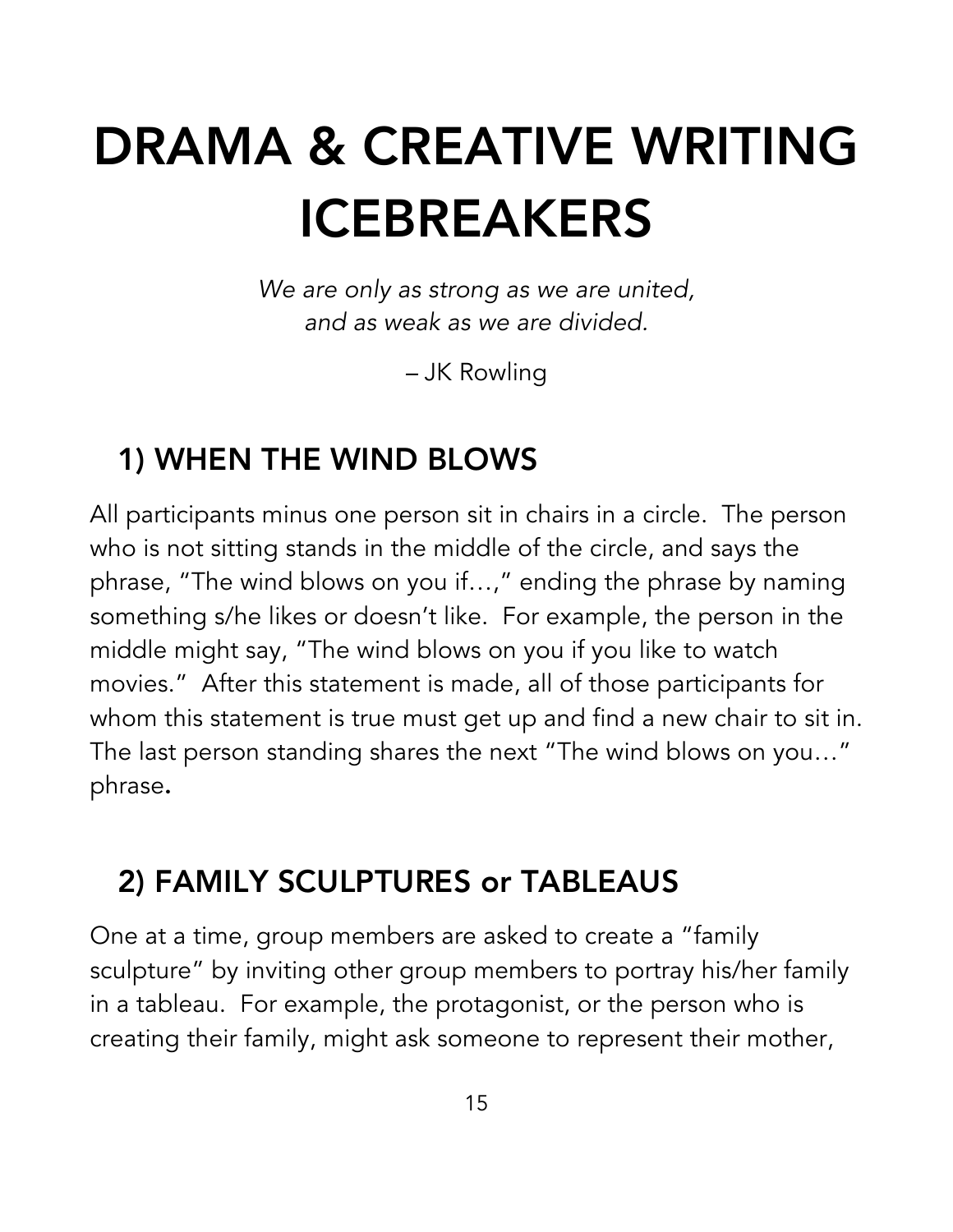# DRAMA & CREATIVE WRITING ICEBREAKERS

*We are only as strong as we are united, and as weak as we are divided.*

– JK Rowling

## 1) WHEN THE WIND BLOWS

All participants minus one person sit in chairs in a circle. The person who is not sitting stands in the middle of the circle, and says the phrase, "The wind blows on you if…," ending the phrase by naming something s/he likes or doesn't like. For example, the person in the middle might say, "The wind blows on you if you like to watch movies." After this statement is made, all of those participants for whom this statement is true must get up and find a new chair to sit in. The last person standing shares the next "The wind blows on you…" phrase.

## 2) FAMILY SCULPTURES or TABLEAUS

One at a time, group members are asked to create a "family sculpture" by inviting other group members to portray his/her family in a tableau. For example, the protagonist, or the person who is creating their family, might ask someone to represent their mother,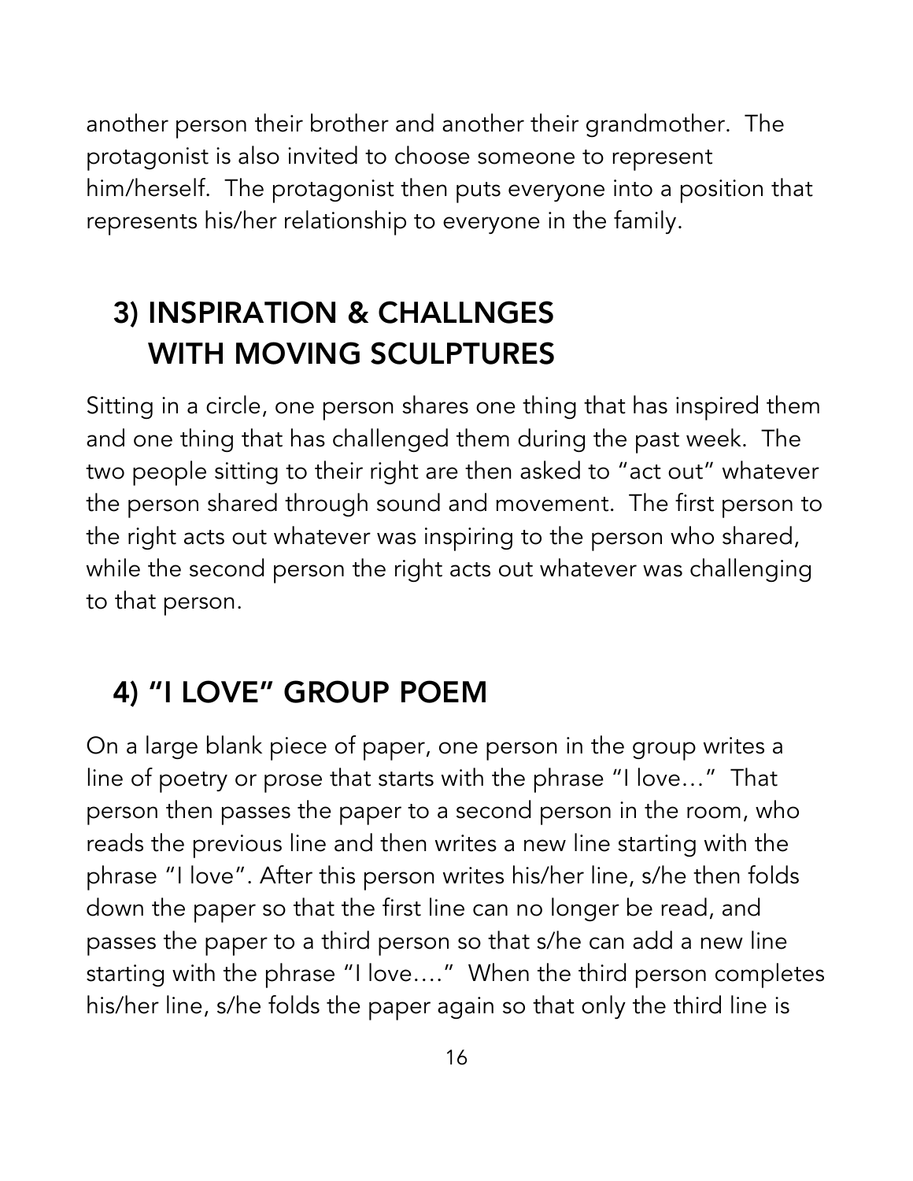another person their brother and another their grandmother. The protagonist is also invited to choose someone to represent him/herself. The protagonist then puts everyone into a position that represents his/her relationship to everyone in the family.

## 3) INSPIRATION & CHALLNGES WITH MOVING SCULPTURES

Sitting in a circle, one person shares one thing that has inspired them and one thing that has challenged them during the past week. The two people sitting to their right are then asked to "act out" whatever the person shared through sound and movement. The first person to the right acts out whatever was inspiring to the person who shared, while the second person the right acts out whatever was challenging to that person.

## 4) "I LOVE" GROUP POEM

On a large blank piece of paper, one person in the group writes a line of poetry or prose that starts with the phrase "I love…" That person then passes the paper to a second person in the room, who reads the previous line and then writes a new line starting with the phrase "I love". After this person writes his/her line, s/he then folds down the paper so that the first line can no longer be read, and passes the paper to a third person so that s/he can add a new line starting with the phrase "I love…." When the third person completes his/her line, s/he folds the paper again so that only the third line is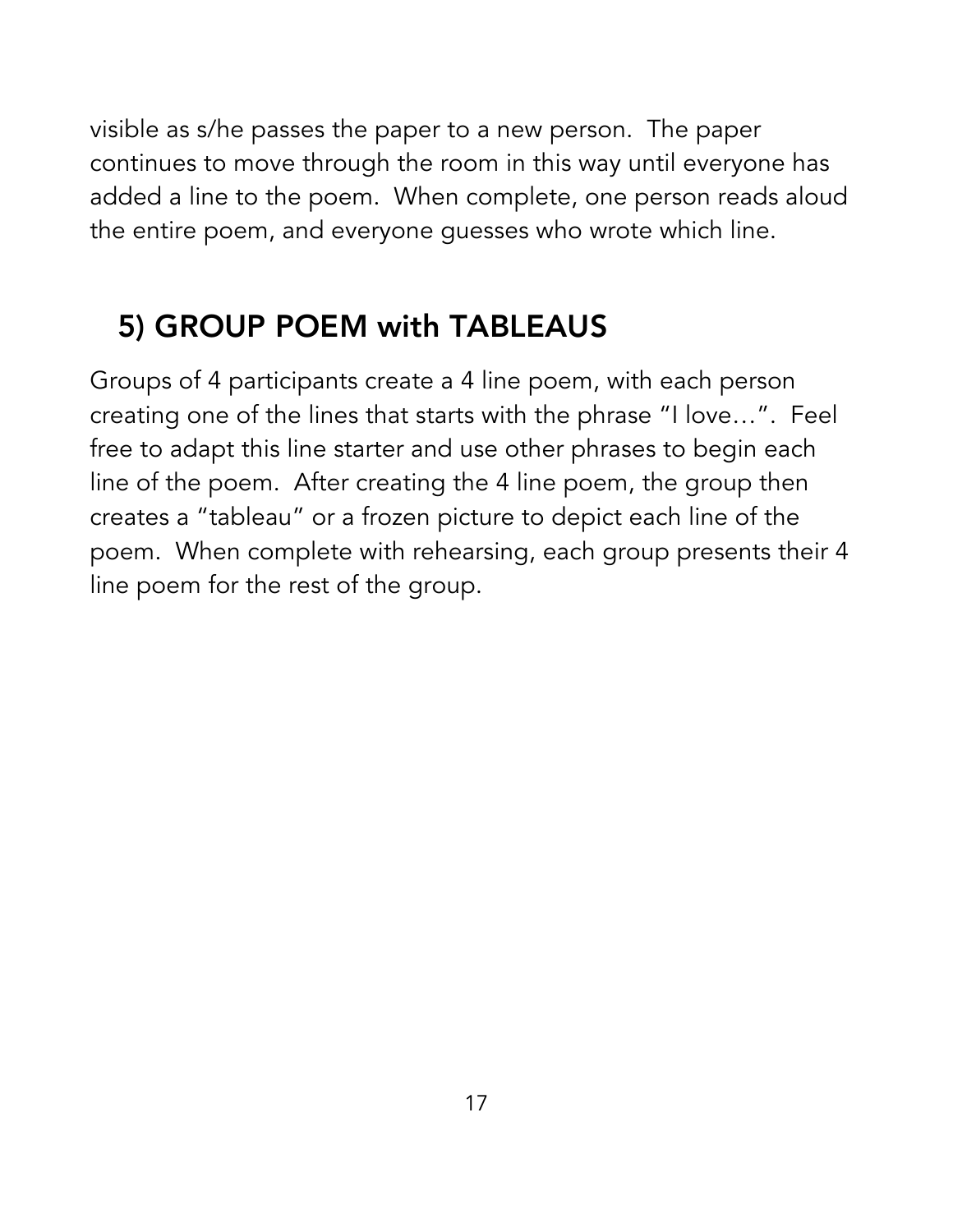visible as s/he passes the paper to a new person. The paper continues to move through the room in this way until everyone has added a line to the poem. When complete, one person reads aloud the entire poem, and everyone guesses who wrote which line.

## 5) GROUP POEM with TABLEAUS

Groups of 4 participants create a 4 line poem, with each person creating one of the lines that starts with the phrase "I love…". Feel free to adapt this line starter and use other phrases to begin each line of the poem. After creating the 4 line poem, the group then creates a "tableau" or a frozen picture to depict each line of the poem. When complete with rehearsing, each group presents their 4 line poem for the rest of the group.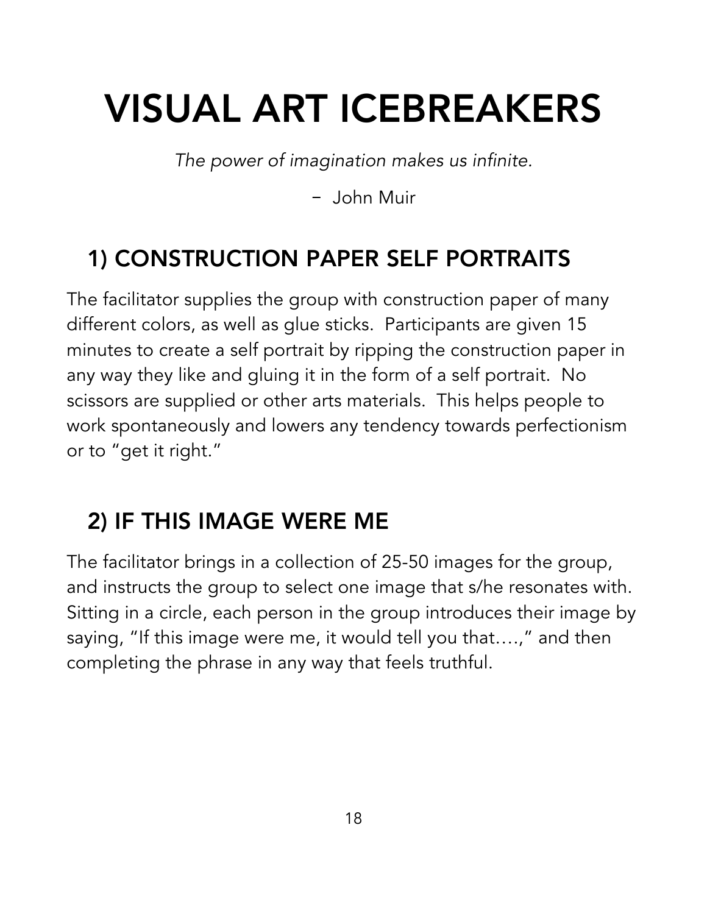# VISUAL ART ICEBREAKERS

*The power of imagination makes us infinite.*

– John Muir

## 1) CONSTRUCTION PAPER SELF PORTRAITS

The facilitator supplies the group with construction paper of many different colors, as well as glue sticks. Participants are given 15 minutes to create a self portrait by ripping the construction paper in any way they like and gluing it in the form of a self portrait. No scissors are supplied or other arts materials. This helps people to work spontaneously and lowers any tendency towards perfectionism or to "get it right."

## 2) IF THIS IMAGE WERE ME

The facilitator brings in a collection of 25-50 images for the group, and instructs the group to select one image that s/he resonates with. Sitting in a circle, each person in the group introduces their image by saying, "If this image were me, it would tell you that….," and then completing the phrase in any way that feels truthful.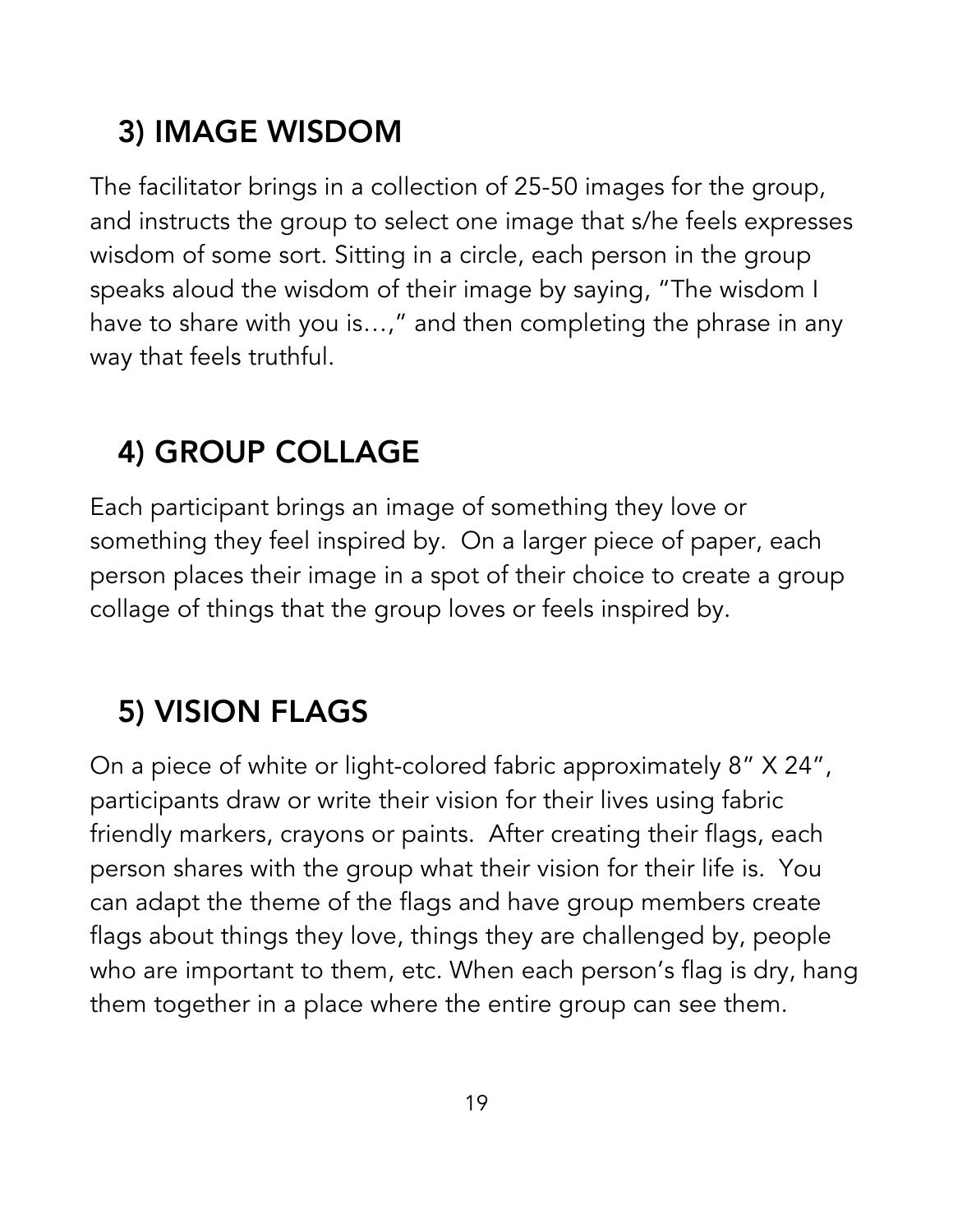## 3) IMAGE WISDOM

The facilitator brings in a collection of 25-50 images for the group, and instructs the group to select one image that s/he feels expresses wisdom of some sort. Sitting in a circle, each person in the group speaks aloud the wisdom of their image by saying, "The wisdom I have to share with you is…," and then completing the phrase in any way that feels truthful.

## 4) GROUP COLLAGE

Each participant brings an image of something they love or something they feel inspired by. On a larger piece of paper, each person places their image in a spot of their choice to create a group collage of things that the group loves or feels inspired by.

## 5) VISION FLAGS

On a piece of white or light-colored fabric approximately 8" X 24", participants draw or write their vision for their lives using fabric friendly markers, crayons or paints. After creating their flags, each person shares with the group what their vision for their life is. You can adapt the theme of the flags and have group members create flags about things they love, things they are challenged by, people who are important to them, etc. When each person's flag is dry, hang them together in a place where the entire group can see them.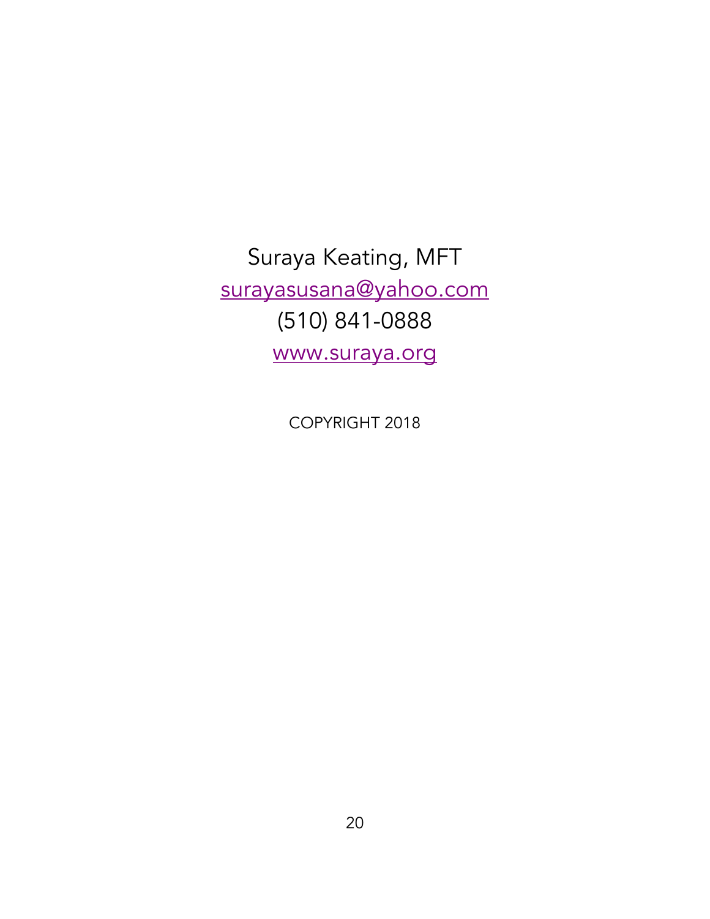Suraya Keating, MFT

surayasusana@yahoo.com

(510) 841-0888

www.suraya.org

COPYRIGHT 2018